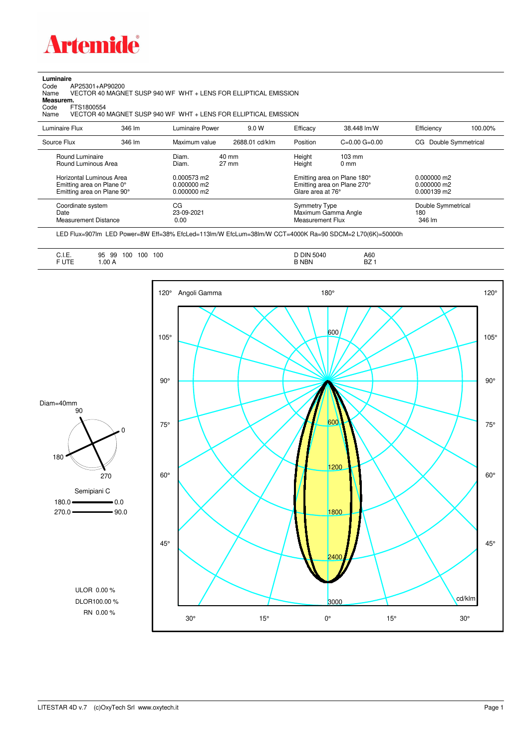Artemide

**Luminaire**
Code AP25301+AP90200
Name VECTOR 40 MAGNET SUSP 940 WF WHT + LENS FOR ELLIPTICAL EMISSION
**Measurem.**
Code FTS1800554
Name VECTOR 40 MAGNET SUSP 940 WF WHT + LENS FOR ELLIPTICAL EMISSION

| | | | | | | | |
|---|---|---|---|---|---|---|---|
| Luminaire Flux | 346 lm | Luminaire Power | 9.0 W | Efficacy | 38.448 lm/W | Efficiency | 100.00% |
| Source Flux | 346 lm | Maximum value | 2688.01 cd/klm | Position | C=0.00 G=0.00 | CG Double Symmetrical | |

| | | | | | |
|---|---|---|---|---|---|
| Round Luminaire | Diam. | 40 mm | Height | 103 mm | |
| Round Luminous Area | Diam. | 27 mm | Height | 0 mm | |
| Horizontal Luminous Area | 0.000573 m2 | | Emitting area on Plane 180° | | 0.000000 m2 |
| Emitting area on Plane 0° | 0.000000 m2 | | Emitting area on Plane 270° | | 0.000000 m2 |
| Emitting area on Plane 90° | 0.000000 m2 | | Glare area at 76° | | 0.000139 m2 |
| Coordinate system | CG | | Symmetry Type | | Double Symmetrical |
| Date | 23-09-2021 | | Maximum Gamma Angle | | 180 |
| Measurement Distance | 0.00 | | Measurement Flux | | 346 lm |

LED Flux=907lm LED Power=8W Eff=38% EfcLed=113lm/W EfcLum=38lm/W CCT=4000K Ra=90 SDCM=2 L70(6K)=50000h

| | | | |
|---|---|---|---|
| C.I.E. | 95 99 100 100 100 | D DIN 5040 | A60 |
| F UTE | 1.00 A | B NBN | BZ 1 |

Diam=40mm

Semipiani C
180.0 — 0.0
270.0 — 90.0

ULOR 0.00 %
DLOR100.00 %
RN 0.00 %

Angoli Gamma

cd/klm

LITESTAR 4D v.7 (c)OxyTech Srl www.oxytech.it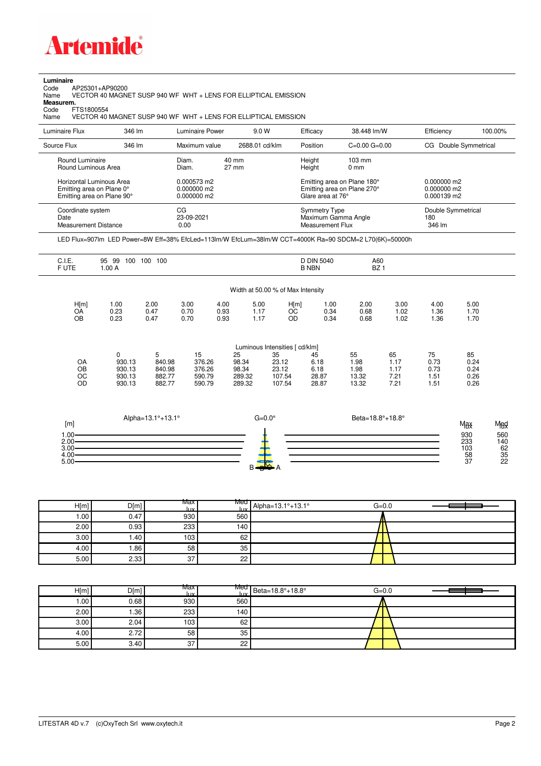# Artemide

**Luminaire**

Code AP25301+AP90200

Name VECTOR 40 MAGNET SUSP 940 WF WHT + LENS FOR ELLIPTICAL EMISSION

**Measurem.**

Code FTS1800554

Name VECTOR 40 MAGNET SUSP 940 WF WHT + LENS FOR ELLIPTICAL EMISSION

| | | | | | | | |
|---|---|---|---|---|---|---|---|
| Luminaire Flux | 346 lm | Luminaire Power | 9.0 W | Efficacy | 38.448 lm/W | Efficiency | 100.00% |
| Source Flux | 346 lm | Maximum value | 2688.01 cd/klm | Position | C=0.00 G=0.00 | CG | Double Symmetrical |

| | | | | | | |
|---|---|---|---|---|---|---|
| Round Luminaire | Diam. | 40 mm | Height | 103 mm | | |
| Round Luminous Area | Diam. | 27 mm | Height | 0 mm | | |
| Horizontal Luminous Area | 0.000573 m2 | | Emitting area on Plane 180° | | 0.000000 m2 | |
| Emitting area on Plane 0° | 0.000000 m2 | | Emitting area on Plane 270° | | 0.000000 m2 | |
| Emitting area on Plane 90° | 0.000000 m2 | | Glare area at 76° | | 0.000139 m2 | |
| Coordinate system | CG | | Symmetry Type | | Double Symmetrical | |
| Date | 23-09-2021 | | Maximum Gamma Angle | | 180 | |
| Measurement Distance | 0.00 | | Measurement Flux | | 346 lm | |

LED Flux=907lm LED Power=8W Eff=38% EfcLed=113lm/W EfcLum=38lm/W CCT=4000K Ra=90 SDCM=2 L70(6K)=50000h

| | | | |
|---|---|---|---|
| C.I.E. | 95 99 100 100 100 | D DIN 5040 | A60 |
| F UTE | 1.00 A | B NBN | BZ 1 |

Width at 50.00 % of Max Intensity

| H[m] | 1.00 | 2.00 | 3.00 | 4.00 | 5.00 | H[m] | 1.00 | 2.00 | 3.00 | 4.00 | 5.00 |
|---|---|---|---|---|---|---|---|---|---|---|---|
| OA | 0.23 | 0.47 | 0.70 | 0.93 | 1.17 | OC | 0.34 | 0.68 | 1.02 | 1.36 | 1.70 |
| OB | 0.23 | 0.47 | 0.70 | 0.93 | 1.17 | OD | 0.34 | 0.68 | 1.02 | 1.36 | 1.70 |

Luminous Intensities [ cd/klm]

| | 0 | 5 | 15 | 25 | 35 | 45 | 55 | 65 | 75 | 85 |
|---|---|---|---|---|---|---|---|---|---|---|
| OA | 930.13 | 840.98 | 376.26 | 98.34 | 23.12 | 6.18 | 1.98 | 1.17 | 0.73 | 0.24 |
| OB | 930.13 | 840.98 | 376.26 | 98.34 | 23.12 | 6.18 | 1.98 | 1.17 | 0.73 | 0.24 |
| OC | 930.13 | 882.77 | 590.79 | 289.32 | 107.54 | 28.87 | 13.32 | 7.21 | 1.51 | 0.26 |
| OD | 930.13 | 882.77 | 590.79 | 289.32 | 107.54 | 28.87 | 13.32 | 7.21 | 1.51 | 0.26 |

Alpha=13.1°+13.1° G=0.0° Beta=18.8°+18.8°

[m] 1.00 2.00 3.00 4.00 5.00

B D C A

Max lux: 930 233 103 58 37

Med lux: 560 140 62 35 22

| H[m] | D[m] | Max lux | Med lux | Alpha=13.1°+13.1° | G=0.0 |
|---|---|---|---|---|---|
| 1.00 | 0.47 | 930 | 560 | | |
| 2.00 | 0.93 | 233 | 140 | | |
| 3.00 | 1.40 | 103 | 62 | | |
| 4.00 | 1.86 | 58 | 35 | | |
| 5.00 | 2.33 | 37 | 22 | | |

| H[m] | D[m] | Max lux | Med lux | Beta=18.8°+18.8° | G=0.0 |
|---|---|---|---|---|---|
| 1.00 | 0.68 | 930 | 560 | | |
| 2.00 | 1.36 | 233 | 140 | | |
| 3.00 | 2.04 | 103 | 62 | | |
| 4.00 | 2.72 | 58 | 35 | | |
| 5.00 | 3.40 | 37 | 22 | | |

LITESTAR 4D v.7 (c)OxyTech Srl www.oxytech.it